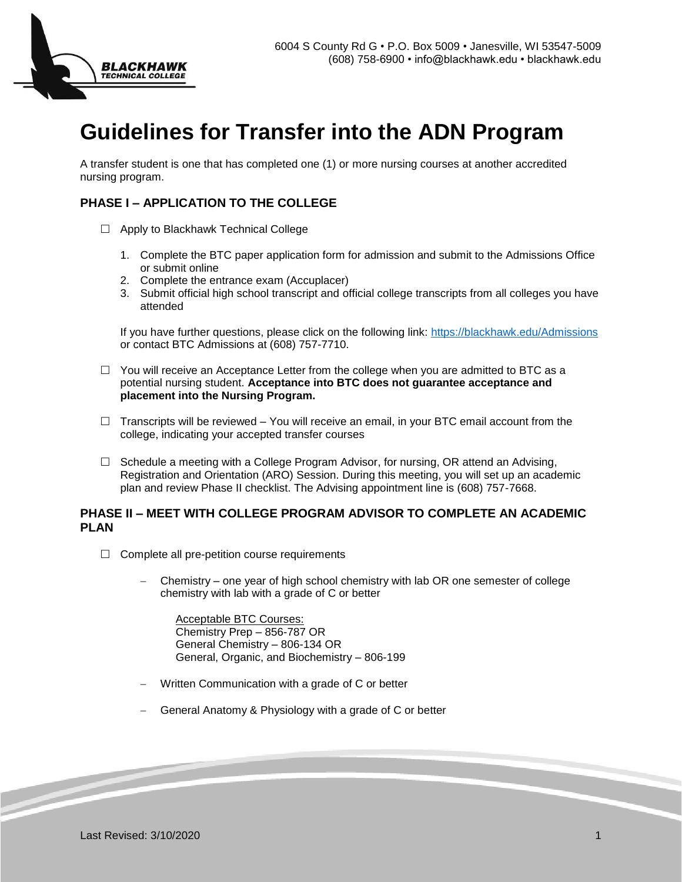6004 S County Rd G • P.O. Box 5009 • Janesville, WI 53547-5009
(608) 758-6900 • info@blackhawk.edu • blackhawk.edu

# Guidelines for Transfer into the ADN Program

A transfer student is one that has completed one (1) or more nursing courses at another accredited nursing program.

## PHASE I – APPLICATION TO THE COLLEGE

☐ Apply to Blackhawk Technical College

1. Complete the BTC paper application form for admission and submit to the Admissions Office or submit online
2. Complete the entrance exam (Accuplacer)
3. Submit official high school transcript and official college transcripts from all colleges you have attended

If you have further questions, please click on the following link: https://blackhawk.edu/Admissions or contact BTC Admissions at (608) 757-7710.

☐ You will receive an Acceptance Letter from the college when you are admitted to BTC as a potential nursing student. **Acceptance into BTC does not guarantee acceptance and placement into the Nursing Program.**

☐ Transcripts will be reviewed – You will receive an email, in your BTC email account from the college, indicating your accepted transfer courses

☐ Schedule a meeting with a College Program Advisor, for nursing, OR attend an Advising, Registration and Orientation (ARO) Session. During this meeting, you will set up an academic plan and review Phase II checklist. The Advising appointment line is (608) 757-7668.

## PHASE II – MEET WITH COLLEGE PROGRAM ADVISOR TO COMPLETE AN ACADEMIC PLAN

☐ Complete all pre-petition course requirements

- Chemistry – one year of high school chemistry with lab OR one semester of college chemistry with lab with a grade of C or better

  Acceptable BTC Courses:
  Chemistry Prep – 856-787 OR
  General Chemistry – 806-134 OR
  General, Organic, and Biochemistry – 806-199

- Written Communication with a grade of C or better

- General Anatomy & Physiology with a grade of C or better

Last Revised: 3/10/2020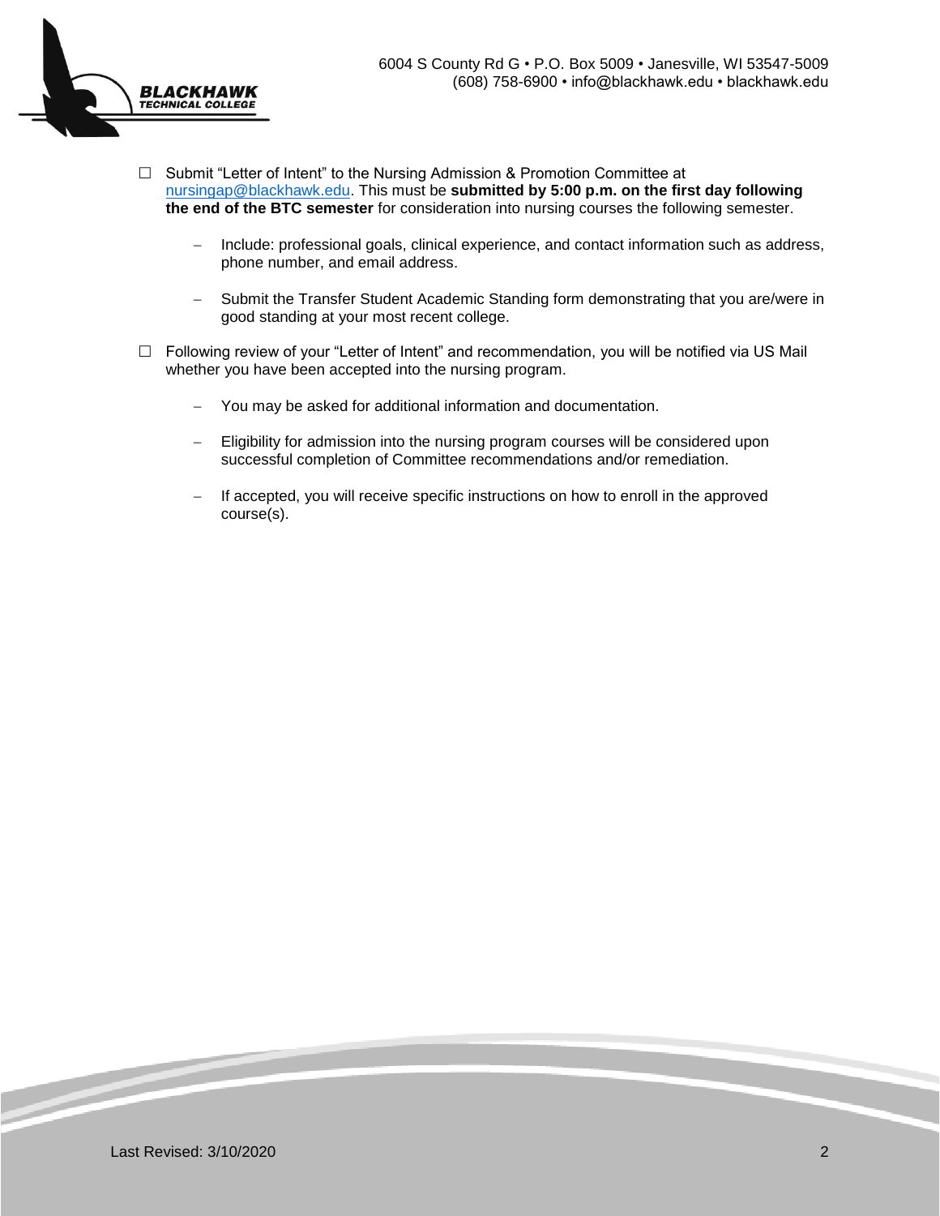- ☐ Submit "Letter of Intent" to the Nursing Admission & Promotion Committee at nursingap@blackhawk.edu. This must be **submitted by 5:00 p.m. on the first day following the end of the BTC semester** for consideration into nursing courses the following semester.
  - Include: professional goals, clinical experience, and contact information such as address, phone number, and email address.
  - Submit the Transfer Student Academic Standing form demonstrating that you are/were in good standing at your most recent college.
- ☐ Following review of your "Letter of Intent" and recommendation, you will be notified via US Mail whether you have been accepted into the nursing program.
  - You may be asked for additional information and documentation.
  - Eligibility for admission into the nursing program courses will be considered upon successful completion of Committee recommendations and/or remediation.
  - If accepted, you will receive specific instructions on how to enroll in the approved course(s).

Last Revised: 3/10/2020